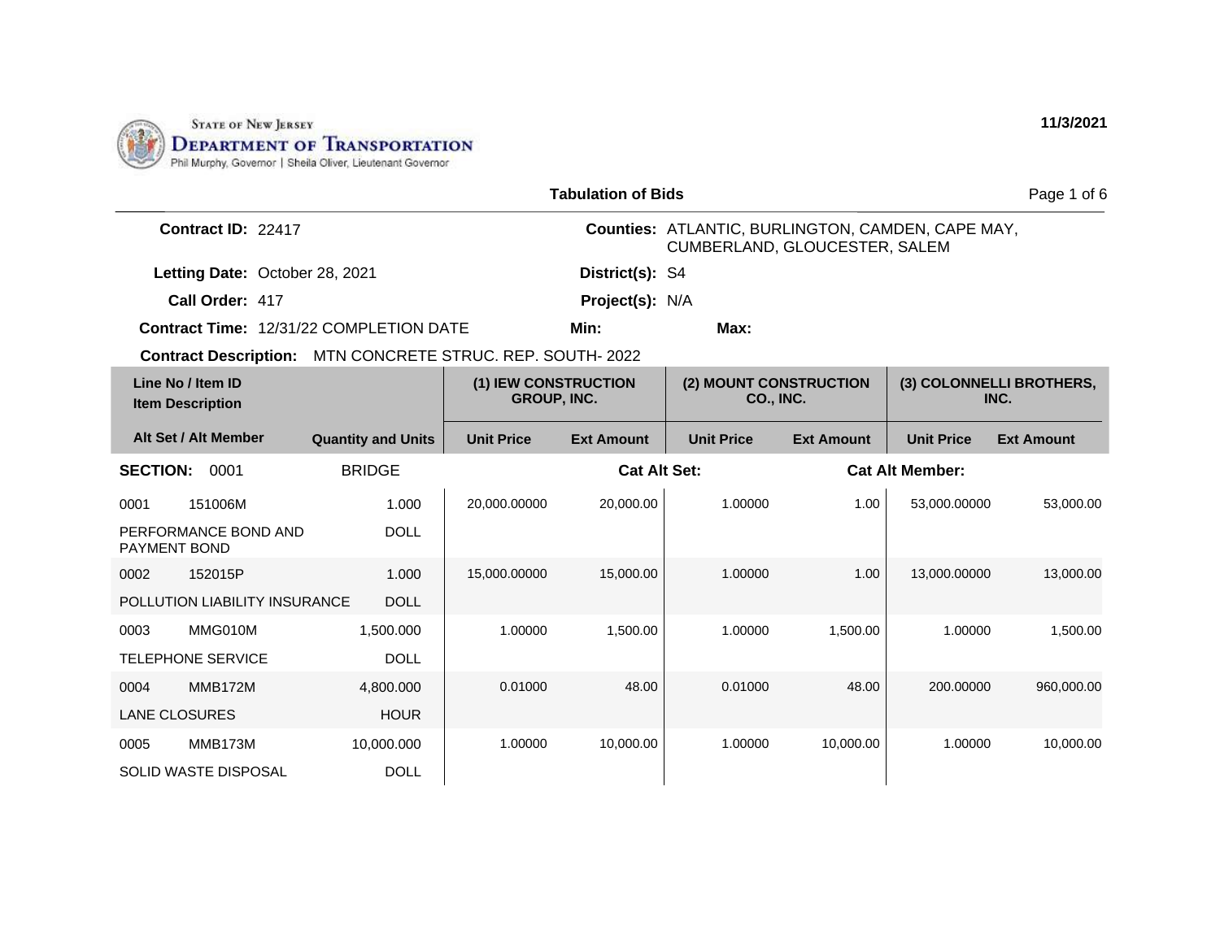State of New Jersey
**Department of Transportation**
Phil Murphy, Governor | Sheila Oliver, Lieutenant Governor

11/3/2021

## Tabulation of Bids

**Contract ID:** 22417

**Counties:** ATLANTIC, BURLINGTON, CAMDEN, CAPE MAY, CUMBERLAND, GLOUCESTER, SALEM

**Letting Date:** October 28, 2021

**District(s):** S4

**Call Order:** 417

**Project(s):** N/A

**Contract Time:** 12/31/22 COMPLETION DATE

**Min:**

**Max:**

**Contract Description:** MTN CONCRETE STRUC. REP. SOUTH- 2022

| Line No / Item ID / Item Description | Alt Set / Alt Member | Quantity and Units | (1) IEW CONSTRUCTION GROUP, INC. Unit Price | (1) IEW CONSTRUCTION GROUP, INC. Ext Amount | (2) MOUNT CONSTRUCTION CO., INC. Unit Price | (2) MOUNT CONSTRUCTION CO., INC. Ext Amount | (3) COLONNELLI BROTHERS, INC. Unit Price | (3) COLONNELLI BROTHERS, INC. Ext Amount |
|---|---|---|---|---|---|---|---|---|
| **SECTION: 0001** BRIDGE | Cat Alt Set: | Cat Alt Member: | | | | | | |
| 0001 151006M PERFORMANCE BOND AND PAYMENT BOND | | 1.000 DOLL | 20,000.00000 | 20,000.00 | 1.00000 | 1.00 | 53,000.00000 | 53,000.00 |
| 0002 152015P POLLUTION LIABILITY INSURANCE | | 1.000 DOLL | 15,000.00000 | 15,000.00 | 1.00000 | 1.00 | 13,000.00000 | 13,000.00 |
| 0003 MMG010M TELEPHONE SERVICE | | 1,500.000 DOLL | 1.00000 | 1,500.00 | 1.00000 | 1,500.00 | 1.00000 | 1,500.00 |
| 0004 MMB172M LANE CLOSURES | | 4,800.000 HOUR | 0.01000 | 48.00 | 0.01000 | 48.00 | 200.00000 | 960,000.00 |
| 0005 MMB173M SOLID WASTE DISPOSAL | | 10,000.000 DOLL | 1.00000 | 10,000.00 | 1.00000 | 10,000.00 | 1.00000 | 10,000.00 |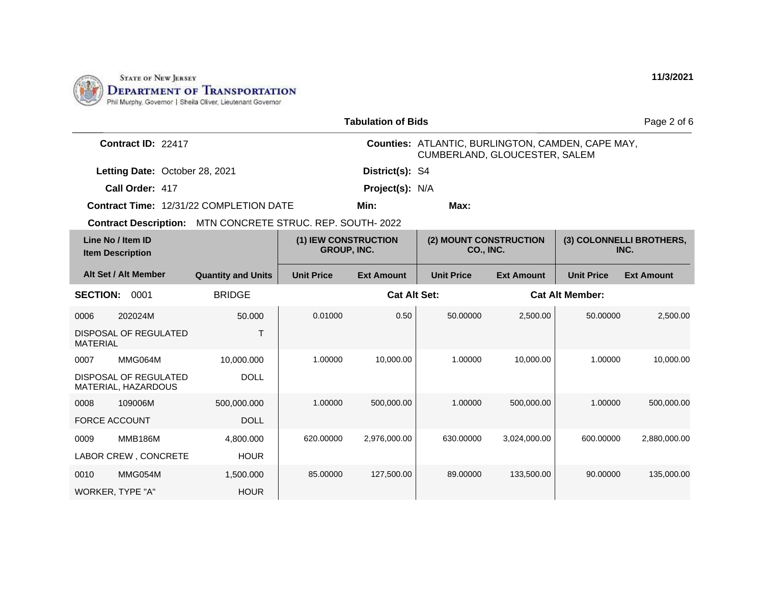STATE OF NEW JERSEY
DEPARTMENT OF TRANSPORTATION
Phil Murphy, Governor | Sheila Oliver, Lieutenant Governor

11/3/2021

## Tabulation of Bids

**Contract ID:** 22417

**Counties:** ATLANTIC, BURLINGTON, CAMDEN, CAPE MAY, CUMBERLAND, GLOUCESTER, SALEM

**Letting Date:** October 28, 2021

**District(s):** S4

**Call Order:** 417

**Project(s):** N/A

**Contract Time:** 12/31/22 COMPLETION DATE

**Min:**

**Max:**

**Contract Description:** MTN CONCRETE STRUC. REP. SOUTH- 2022

| Line No / Item ID / Item Description | | Quantity and Units | (1) IEW CONSTRUCTION GROUP, INC. | | (2) MOUNT CONSTRUCTION CO., INC. | | (3) COLONNELLI BROTHERS, INC. | |
|---|---|---|---|---|---|---|---|---|
| Alt Set / Alt Member | | | Unit Price | Ext Amount | Unit Price | Ext Amount | Unit Price | Ext Amount |
| **SECTION:** 0001 | | BRIDGE | | **Cat Alt Set:** | | **Cat Alt Member:** | | |
| 0006 | 202024M | 50.000 | 0.01000 | 0.50 | 50.00000 | 2,500.00 | 50.00000 | 2,500.00 |
| DISPOSAL OF REGULATED MATERIAL | | T | | | | | | |
| 0007 | MMG064M | 10,000.000 | 1.00000 | 10,000.00 | 1.00000 | 10,000.00 | 1.00000 | 10,000.00 |
| DISPOSAL OF REGULATED MATERIAL, HAZARDOUS | | DOLL | | | | | | |
| 0008 | 109006M | 500,000.000 | 1.00000 | 500,000.00 | 1.00000 | 500,000.00 | 1.00000 | 500,000.00 |
| FORCE ACCOUNT | | DOLL | | | | | | |
| 0009 | MMB186M | 4,800.000 | 620.00000 | 2,976,000.00 | 630.00000 | 3,024,000.00 | 600.00000 | 2,880,000.00 |
| LABOR CREW , CONCRETE | | HOUR | | | | | | |
| 0010 | MMG054M | 1,500.000 | 85.00000 | 127,500.00 | 89.00000 | 133,500.00 | 90.00000 | 135,000.00 |
| WORKER, TYPE "A" | | HOUR | | | | | | |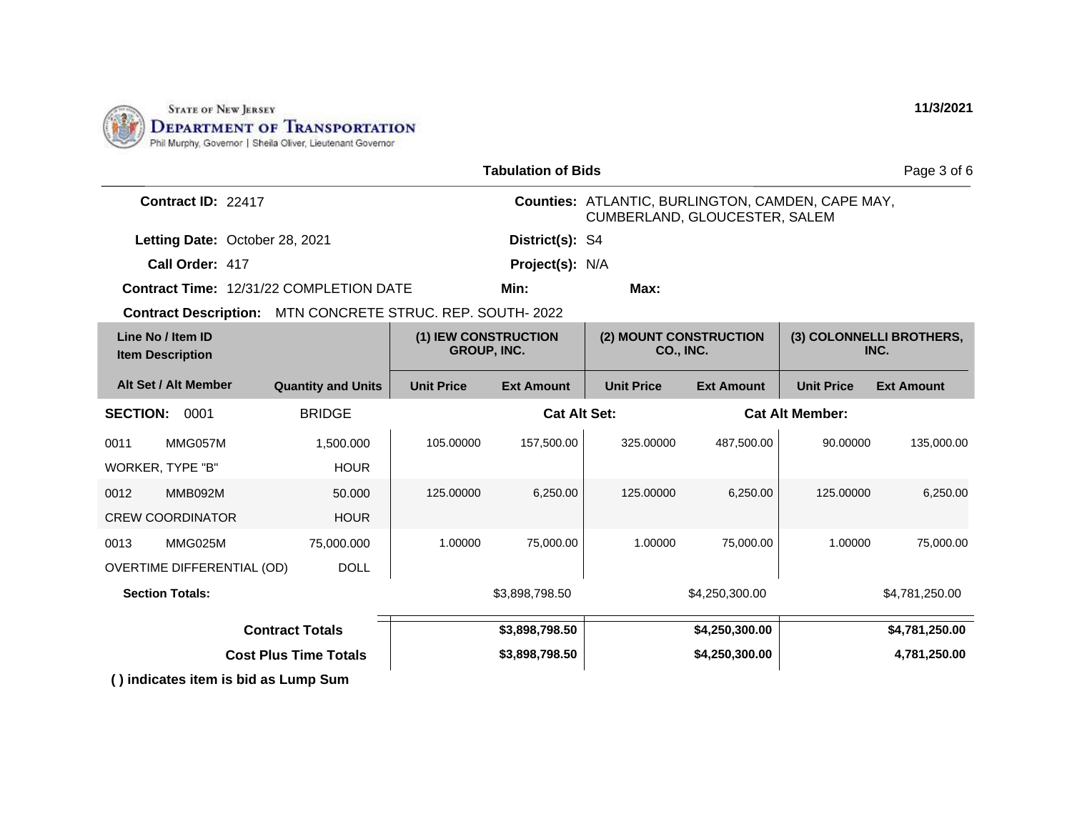STATE OF NEW JERSEY
DEPARTMENT OF TRANSPORTATION
Phil Murphy, Governor | Sheila Oliver, Lieutenant Governor

11/3/2021

## Tabulation of Bids

**Contract ID:** 22417

**Counties:** ATLANTIC, BURLINGTON, CAMDEN, CAPE MAY, CUMBERLAND, GLOUCESTER, SALEM

**Letting Date:** October 28, 2021

**District(s):** S4

**Call Order:** 417

**Project(s):** N/A

**Contract Time:** 12/31/22 COMPLETION DATE

**Min:**

**Max:**

**Contract Description:** MTN CONCRETE STRUC. REP. SOUTH- 2022

| Line No / Item ID / Item Description | Alt Set / Alt Member | Quantity and Units | (1) IEW CONSTRUCTION GROUP, INC. Unit Price | (1) IEW CONSTRUCTION GROUP, INC. Ext Amount | (2) MOUNT CONSTRUCTION CO., INC. Unit Price | (2) MOUNT CONSTRUCTION CO., INC. Ext Amount | (3) COLONNELLI BROTHERS, INC. Unit Price | (3) COLONNELLI BROTHERS, INC. Ext Amount |
|---|---|---|---|---|---|---|---|---|
| **SECTION: 0001** | | BRIDGE | | Cat Alt Set: | | Cat Alt Member: | | |
| 0011 MMG057M WORKER, TYPE "B" | | 1,500.000 HOUR | 105.00000 | 157,500.00 | 325.00000 | 487,500.00 | 90.00000 | 135,000.00 |
| 0012 MMB092M CREW COORDINATOR | | 50.000 HOUR | 125.00000 | 6,250.00 | 125.00000 | 6,250.00 | 125.00000 | 6,250.00 |
| 0013 MMG025M OVERTIME DIFFERENTIAL (OD) | | 75,000.000 DOLL | 1.00000 | 75,000.00 | 1.00000 | 75,000.00 | 1.00000 | 75,000.00 |
| **Section Totals:** | | | | $3,898,798.50 | | $4,250,300.00 | | $4,781,250.00 |
| **Contract Totals** | | | | **$3,898,798.50** | | **$4,250,300.00** | | **$4,781,250.00** |
| **Cost Plus Time Totals** | | | | **$3,898,798.50** | | **$4,250,300.00** | | **4,781,250.00** |

**( ) indicates item is bid as Lump Sum**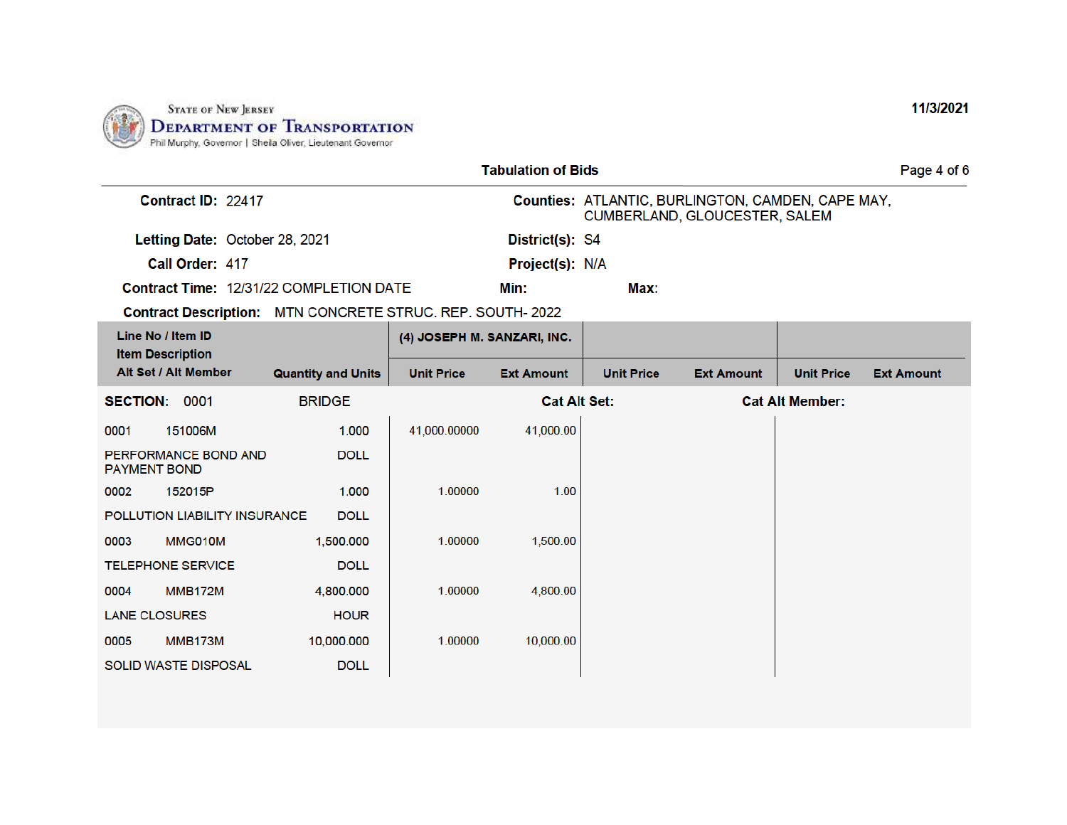State of New Jersey
**Department of Transportation**
Phil Murphy, Governor | Sheila Oliver, Lieutenant Governor

11/3/2021

## Tabulation of Bids

**Contract ID:** 22417

**Counties:** ATLANTIC, BURLINGTON, CAMDEN, CAPE MAY, CUMBERLAND, GLOUCESTER, SALEM

**Letting Date:** October 28, 2021

**District(s):** S4

**Call Order:** 417

**Project(s):** N/A

**Contract Time:** 12/31/22 COMPLETION DATE

**Min:**

**Max:**

**Contract Description:** MTN CONCRETE STRUC. REP. SOUTH- 2022

| Line No / Item ID<br>Item Description<br>Alt Set / Alt Member | Quantity and Units | (4) JOSEPH M. SANZARI, INC. | | | | | |
|---|---|---|---|---|---|---|---|
| | | Unit Price | Ext Amount | Unit Price | Ext Amount | Unit Price | Ext Amount |
| **SECTION:** 0001 BRIDGE | | | **Cat Alt Set:** | | **Cat Alt Member:** | | |
| 0001 151006M<br>PERFORMANCE BOND AND PAYMENT BOND | 1.000<br>DOLL | 41,000.00000 | 41,000.00 | | | | |
| 0002 152015P<br>POLLUTION LIABILITY INSURANCE | 1.000<br>DOLL | 1.00000 | 1.00 | | | | |
| 0003 MMG010M<br>TELEPHONE SERVICE | 1,500.000<br>DOLL | 1.00000 | 1,500.00 | | | | |
| 0004 MMB172M<br>LANE CLOSURES | 4,800.000<br>HOUR | 1.00000 | 4,800.00 | | | | |
| 0005 MMB173M<br>SOLID WASTE DISPOSAL | 10,000.000<br>DOLL | 1.00000 | 10,000.00 | | | | |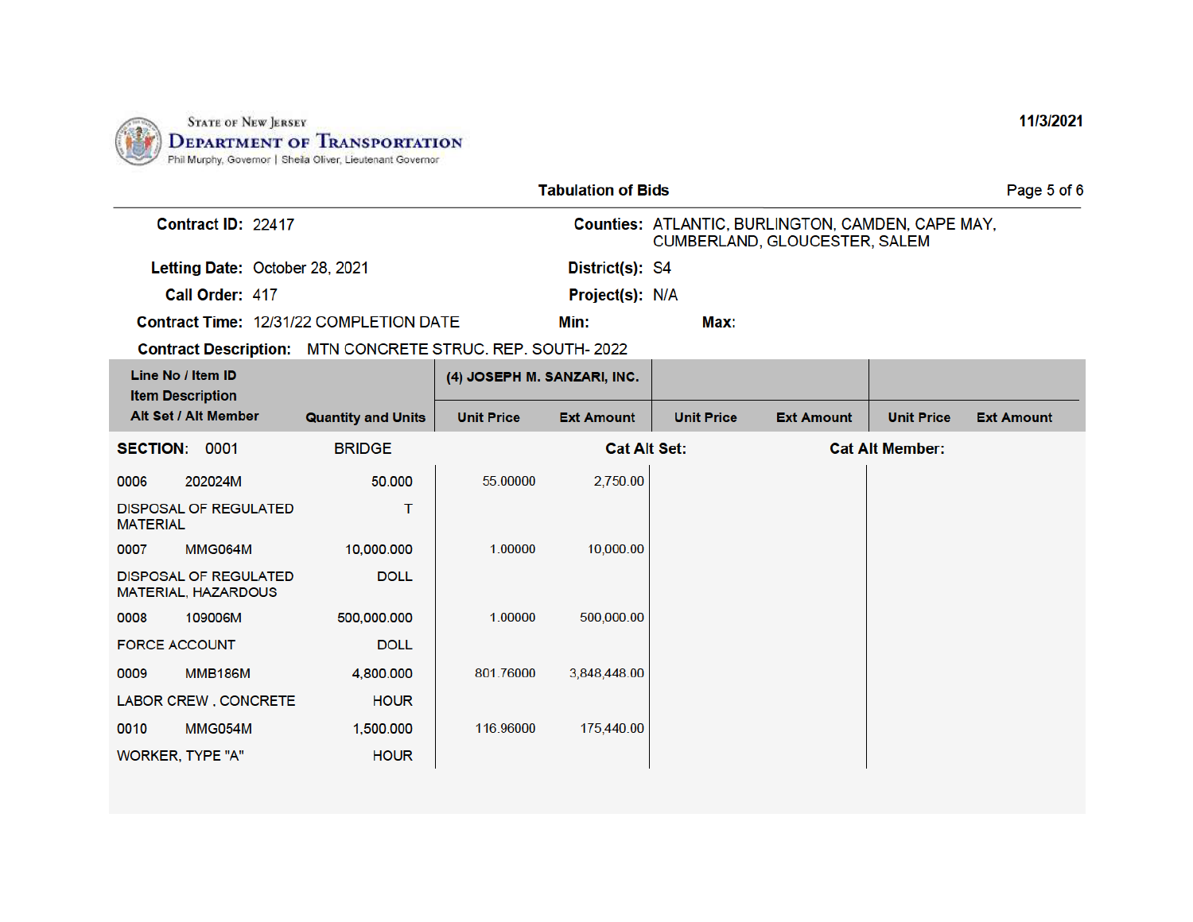STATE OF NEW JERSEY
DEPARTMENT OF TRANSPORTATION
Phil Murphy, Governor | Sheila Oliver, Lieutenant Governor

11/3/2021

## Tabulation of Bids

**Contract ID:** 22417

**Counties:** ATLANTIC, BURLINGTON, CAMDEN, CAPE MAY, CUMBERLAND, GLOUCESTER, SALEM

**Letting Date:** October 28, 2021

**District(s):** S4

**Call Order:** 417

**Project(s):** N/A

**Contract Time:** 12/31/22 COMPLETION DATE

**Min:**

**Max:**

**Contract Description:** MTN CONCRETE STRUC. REP. SOUTH- 2022

| Line No / Item ID / Item Description / Alt Set / Alt Member | Quantity and Units | (4) JOSEPH M. SANZARI, INC. | | | | | |
|---|---|---|---|---|---|---|---|
| | | Unit Price | Ext Amount | Unit Price | Ext Amount | Unit Price | Ext Amount |
| **SECTION:** 0001 BRIDGE | | **Cat Alt Set:** | | | **Cat Alt Member:** | | |
| 0006 202024M DISPOSAL OF REGULATED MATERIAL | 50.000 T | 55.00000 | 2,750.00 | | | | |
| 0007 MMG064M DISPOSAL OF REGULATED MATERIAL, HAZARDOUS | 10,000.000 DOLL | 1.00000 | 10,000.00 | | | | |
| 0008 109006M FORCE ACCOUNT | 500,000.000 DOLL | 1.00000 | 500,000.00 | | | | |
| 0009 MMB186M LABOR CREW , CONCRETE | 4,800.000 HOUR | 801.76000 | 3,848,448.00 | | | | |
| 0010 MMG054M WORKER, TYPE "A" | 1,500.000 HOUR | 116.96000 | 175,440.00 | | | | |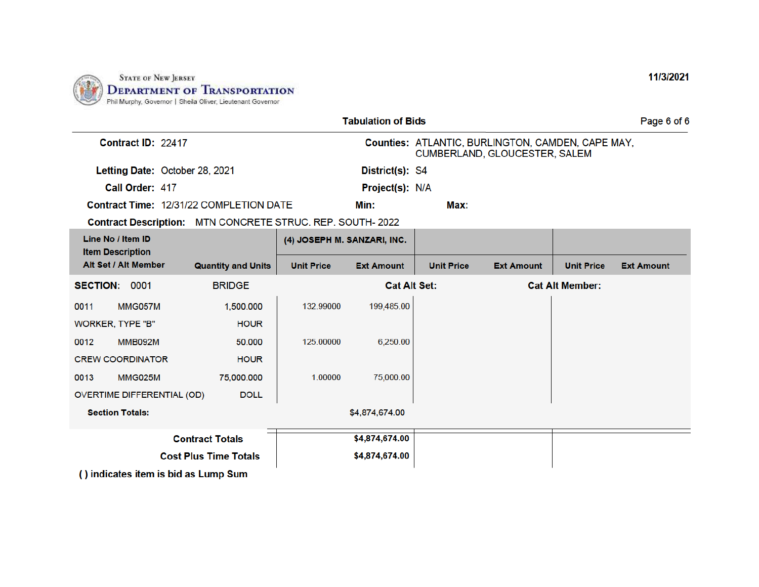State of New Jersey
Department of Transportation
Phil Murphy, Governor | Sheila Oliver, Lieutenant Governor

11/3/2021

## Tabulation of Bids

**Contract ID:** 22417

**Counties:** ATLANTIC, BURLINGTON, CAMDEN, CAPE MAY, CUMBERLAND, GLOUCESTER, SALEM

**Letting Date:** October 28, 2021

**District(s):** S4

**Call Order:** 417

**Project(s):** N/A

**Contract Time:** 12/31/22 COMPLETION DATE

**Min:**

**Max:**

**Contract Description:** MTN CONCRETE STRUC. REP. SOUTH- 2022

| Line No / Item ID<br>Item Description<br>Alt Set / Alt Member | Quantity and Units | (4) JOSEPH M. SANZARI, INC. | | | | | |
|---|---|---|---|---|---|---|---|
| | | Unit Price | Ext Amount | Unit Price | Ext Amount | Unit Price | Ext Amount |
| **SECTION:** 0001 BRIDGE | | | **Cat Alt Set:** | | **Cat Alt Member:** | | |
| 0011 MMG057M<br>WORKER, TYPE "B" | 1,500.000<br>HOUR | 132.99000 | 199,485.00 | | | | |
| 0012 MMB092M<br>CREW COORDINATOR | 50.000<br>HOUR | 125.00000 | 6,250.00 | | | | |
| 0013 MMG025M<br>OVERTIME DIFFERENTIAL (OD) | 75,000.000<br>DOLL | 1.00000 | 75,000.00 | | | | |
| **Section Totals:** | | | $4,874,674.00 | | | | |
| **Contract Totals** | | | **$4,874,674.00** | | | | |
| **Cost Plus Time Totals** | | | **$4,874,674.00** | | | | |

**( ) indicates item is bid as Lump Sum**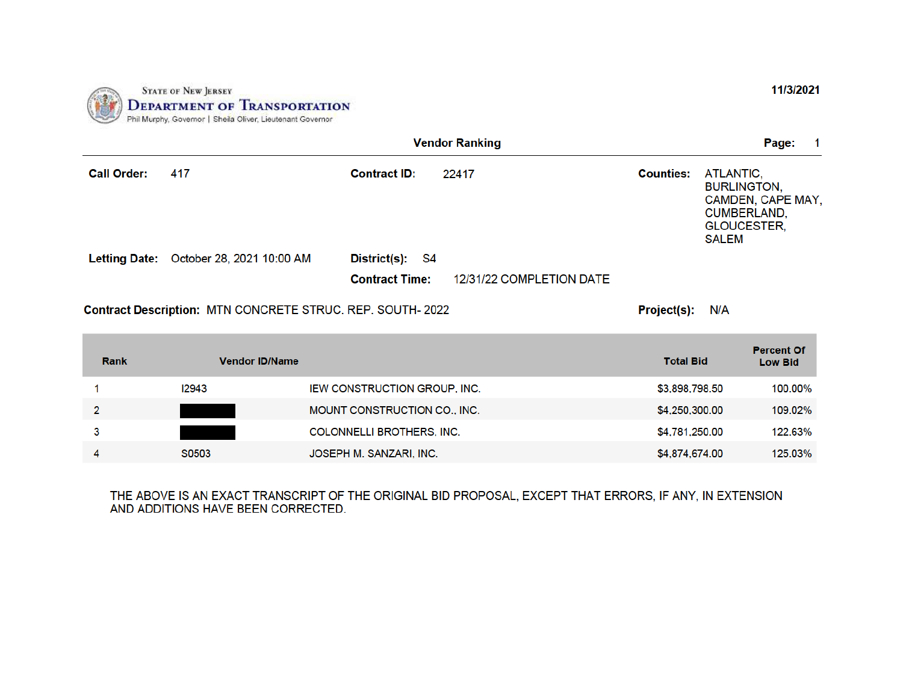State of New Jersey
**Department of Transportation**
Phil Murphy, Governor | Sheila Oliver, Lieutenant Governor

**11/3/2021**

## Vendor Ranking

**Page:** 1

**Call Order:** 417

**Contract ID:** 22417

**Counties:** ATLANTIC, BURLINGTON, CAMDEN, CAPE MAY, CUMBERLAND, GLOUCESTER, SALEM

**Letting Date:** October 28, 2021 10:00 AM

**District(s):** S4

**Contract Time:** 12/31/22 COMPLETION DATE

**Contract Description:** MTN CONCRETE STRUC. REP. SOUTH- 2022

**Project(s):** N/A

| Rank | Vendor ID/Name | | Total Bid | Percent Of Low Bid |
|---|---|---|---|---|
| 1 | I2943 | IEW CONSTRUCTION GROUP, INC. | $3,898,798.50 | 100.00% |
| 2 | [REDACTED] | MOUNT CONSTRUCTION CO., INC. | $4,250,300.00 | 109.02% |
| 3 | [REDACTED] | COLONNELLI BROTHERS, INC. | $4,781,250.00 | 122.63% |
| 4 | S0503 | JOSEPH M. SANZARI, INC. | $4,874,674.00 | 125.03% |

THE ABOVE IS AN EXACT TRANSCRIPT OF THE ORIGINAL BID PROPOSAL, EXCEPT THAT ERRORS, IF ANY, IN EXTENSION AND ADDITIONS HAVE BEEN CORRECTED.